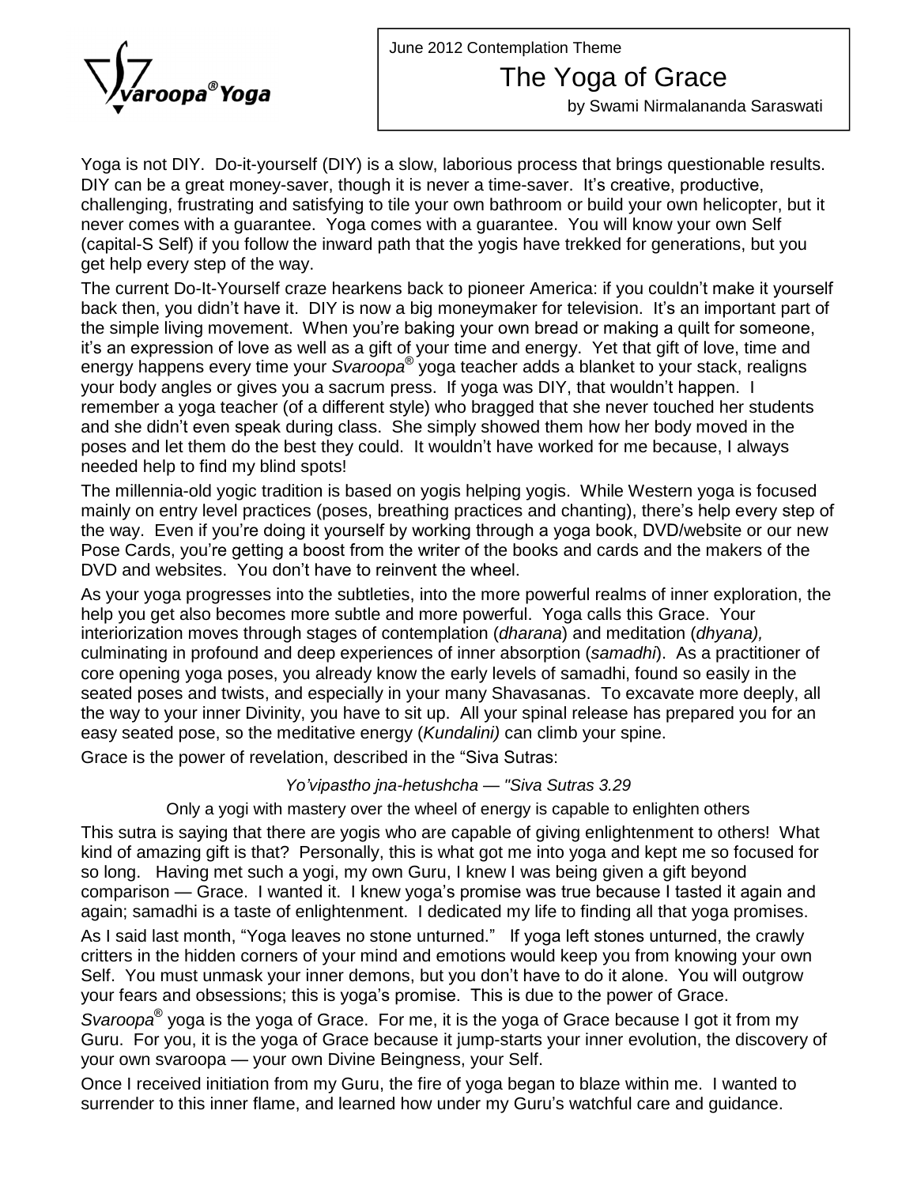Svaroopa® Yoga

June 2012 Contemplation Theme

# The Yoga of Grace

by Swami Nirmalananda Saraswati

Yoga is not DIY. Do-it-yourself (DIY) is a slow, laborious process that brings questionable results. DIY can be a great money-saver, though it is never a time-saver. It's creative, productive, challenging, frustrating and satisfying to tile your own bathroom or build your own helicopter, but it never comes with a guarantee. Yoga comes with a guarantee. You will know your own Self (capital-S Self) if you follow the inward path that the yogis have trekked for generations, but you get help every step of the way.

The current Do-It-Yourself craze hearkens back to pioneer America: if you couldn't make it yourself back then, you didn't have it. DIY is now a big moneymaker for television. It's an important part of the simple living movement. When you're baking your own bread or making a quilt for someone, it's an expression of love as well as a gift of your time and energy. Yet that gift of love, time and energy happens every time your *Svaroopa®* yoga teacher adds a blanket to your stack, realigns your body angles or gives you a sacrum press. If yoga was DIY, that wouldn't happen. I remember a yoga teacher (of a different style) who bragged that she never touched her students and she didn't even speak during class. She simply showed them how her body moved in the poses and let them do the best they could. It wouldn't have worked for me because, I always needed help to find my blind spots!

The millennia-old yogic tradition is based on yogis helping yogis. While Western yoga is focused mainly on entry level practices (poses, breathing practices and chanting), there's help every step of the way. Even if you're doing it yourself by working through a yoga book, DVD/website or our new Pose Cards, you're getting a boost from the writer of the books and cards and the makers of the DVD and websites. You don't have to reinvent the wheel.

As your yoga progresses into the subtleties, into the more powerful realms of inner exploration, the help you get also becomes more subtle and more powerful. Yoga calls this Grace. Your interiorization moves through stages of contemplation (*dharana*) and meditation (*dhyana),* culminating in profound and deep experiences of inner absorption (*samadhi*). As a practitioner of core opening yoga poses, you already know the early levels of samadhi, found so easily in the seated poses and twists, and especially in your many Shavasanas. To excavate more deeply, all the way to your inner Divinity, you have to sit up. All your spinal release has prepared you for an easy seated pose, so the meditative energy (*Kundalini)* can climb your spine.

Grace is the power of revelation, described in the "Siva Sutras:

*Yo'vipastho jna-hetushcha — "Siva Sutras 3.29*

Only a yogi with mastery over the wheel of energy is capable to enlighten others

This sutra is saying that there are yogis who are capable of giving enlightenment to others! What kind of amazing gift is that? Personally, this is what got me into yoga and kept me so focused for so long. Having met such a yogi, my own Guru, I knew I was being given a gift beyond comparison — Grace. I wanted it. I knew yoga's promise was true because I tasted it again and again; samadhi is a taste of enlightenment. I dedicated my life to finding all that yoga promises.

As I said last month, "Yoga leaves no stone unturned." If yoga left stones unturned, the crawly critters in the hidden corners of your mind and emotions would keep you from knowing your own Self. You must unmask your inner demons, but you don't have to do it alone. You will outgrow your fears and obsessions; this is yoga's promise. This is due to the power of Grace.

*Svaroopa®* yoga is the yoga of Grace. For me, it is the yoga of Grace because I got it from my Guru. For you, it is the yoga of Grace because it jump-starts your inner evolution, the discovery of your own svaroopa — your own Divine Beingness, your Self.

Once I received initiation from my Guru, the fire of yoga began to blaze within me. I wanted to surrender to this inner flame, and learned how under my Guru's watchful care and guidance.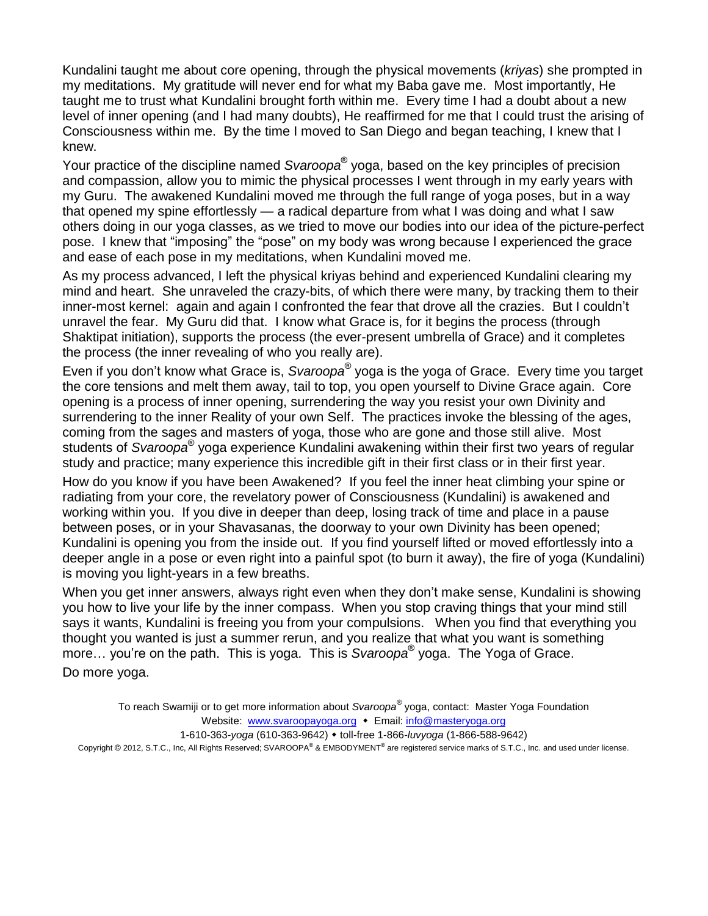Kundalini taught me about core opening, through the physical movements (*kriyas*) she prompted in my meditations. My gratitude will never end for what my Baba gave me. Most importantly, He taught me to trust what Kundalini brought forth within me. Every time I had a doubt about a new level of inner opening (and I had many doubts), He reaffirmed for me that I could trust the arising of Consciousness within me. By the time I moved to San Diego and began teaching, I knew that I knew.

Your practice of the discipline named *Svaroopa*® yoga, based on the key principles of precision and compassion, allow you to mimic the physical processes I went through in my early years with my Guru. The awakened Kundalini moved me through the full range of yoga poses, but in a way that opened my spine effortlessly — a radical departure from what I was doing and what I saw others doing in our yoga classes, as we tried to move our bodies into our idea of the picture-perfect pose. I knew that "imposing" the "pose" on my body was wrong because I experienced the grace and ease of each pose in my meditations, when Kundalini moved me.

As my process advanced, I left the physical kriyas behind and experienced Kundalini clearing my mind and heart. She unraveled the crazy-bits, of which there were many, by tracking them to their inner-most kernel: again and again I confronted the fear that drove all the crazies. But I couldn't unravel the fear. My Guru did that. I know what Grace is, for it begins the process (through Shaktipat initiation), supports the process (the ever-present umbrella of Grace) and it completes the process (the inner revealing of who you really are).

Even if you don't know what Grace is, *Svaroopa*® yoga is the yoga of Grace. Every time you target the core tensions and melt them away, tail to top, you open yourself to Divine Grace again. Core opening is a process of inner opening, surrendering the way you resist your own Divinity and surrendering to the inner Reality of your own Self. The practices invoke the blessing of the ages, coming from the sages and masters of yoga, those who are gone and those still alive. Most students of *Svaroopa*® yoga experience Kundalini awakening within their first two years of regular study and practice; many experience this incredible gift in their first class or in their first year.

How do you know if you have been Awakened? If you feel the inner heat climbing your spine or radiating from your core, the revelatory power of Consciousness (Kundalini) is awakened and working within you. If you dive in deeper than deep, losing track of time and place in a pause between poses, or in your Shavasanas, the doorway to your own Divinity has been opened; Kundalini is opening you from the inside out. If you find yourself lifted or moved effortlessly into a deeper angle in a pose or even right into a painful spot (to burn it away), the fire of yoga (Kundalini) is moving you light-years in a few breaths.

When you get inner answers, always right even when they don't make sense, Kundalini is showing you how to live your life by the inner compass. When you stop craving things that your mind still says it wants, Kundalini is freeing you from your compulsions. When you find that everything you thought you wanted is just a summer rerun, and you realize that what you want is something more… you're on the path. This is yoga. This is *Svaroopa*® yoga. The Yoga of Grace.

Do more yoga.

To reach Swamiji or to get more information about *Svaroopa*® yoga, contact: Master Yoga Foundation
Website: www.svaroopayoga.org • Email: info@masteryoga.org
1-610-363-*yoga* (610-363-9642) • toll-free 1-866-*luvyoga* (1-866-588-9642)
Copyright © 2012, S.T.C., Inc, All Rights Reserved; SVAROOPA® & EMBODYMENT® are registered service marks of S.T.C., Inc. and used under license.